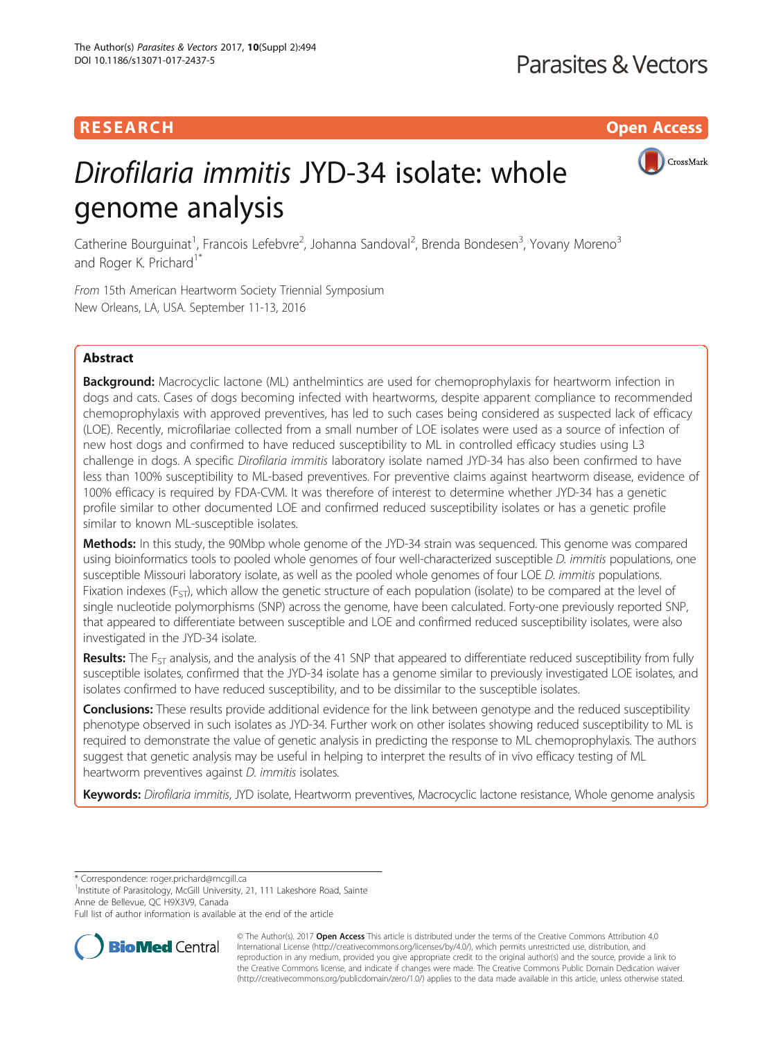RESEARCH

Open Access

# *Dirofilaria immitis* JYD-34 isolate: whole genome analysis

Catherine Bourguinat[1], Francois Lefebvre[2], Johanna Sandoval[2], Brenda Bondesen[3], Yovany Moreno[3] and Roger K. Prichard[1*]

From 15th American Heartworm Society Triennial Symposium
New Orleans, LA, USA. September 11-13, 2016

## Abstract

**Background:** Macrocyclic lactone (ML) anthelmintics are used for chemoprophylaxis for heartworm infection in dogs and cats. Cases of dogs becoming infected with heartworms, despite apparent compliance to recommended chemoprophylaxis with approved preventives, has led to such cases being considered as suspected lack of efficacy (LOE). Recently, microfilariae collected from a small number of LOE isolates were used as a source of infection of new host dogs and confirmed to have reduced susceptibility to ML in controlled efficacy studies using L3 challenge in dogs. A specific *Dirofilaria immitis* laboratory isolate named JYD-34 has also been confirmed to have less than 100% susceptibility to ML-based preventives. For preventive claims against heartworm disease, evidence of 100% efficacy is required by FDA-CVM. It was therefore of interest to determine whether JYD-34 has a genetic profile similar to other documented LOE and confirmed reduced susceptibility isolates or has a genetic profile similar to known ML-susceptible isolates.

**Methods:** In this study, the 90Mbp whole genome of the JYD-34 strain was sequenced. This genome was compared using bioinformatics tools to pooled whole genomes of four well-characterized susceptible *D. immitis* populations, one susceptible Missouri laboratory isolate, as well as the pooled whole genomes of four LOE *D. immitis* populations. Fixation indexes ($F_{ST}$), which allow the genetic structure of each population (isolate) to be compared at the level of single nucleotide polymorphisms (SNP) across the genome, have been calculated. Forty-one previously reported SNP, that appeared to differentiate between susceptible and LOE and confirmed reduced susceptibility isolates, were also investigated in the JYD-34 isolate.

**Results:** The $F_{ST}$ analysis, and the analysis of the 41 SNP that appeared to differentiate reduced susceptibility from fully susceptible isolates, confirmed that the JYD-34 isolate has a genome similar to previously investigated LOE isolates, and isolates confirmed to have reduced susceptibility, and to be dissimilar to the susceptible isolates.

**Conclusions:** These results provide additional evidence for the link between genotype and the reduced susceptibility phenotype observed in such isolates as JYD-34. Further work on other isolates showing reduced susceptibility to ML is required to demonstrate the value of genetic analysis in predicting the response to ML chemoprophylaxis. The authors suggest that genetic analysis may be useful in helping to interpret the results of in vivo efficacy testing of ML heartworm preventives against *D. immitis* isolates.

**Keywords:** *Dirofilaria immitis*, JYD isolate, Heartworm preventives, Macrocyclic lactone resistance, Whole genome analysis

\* Correspondence: roger.prichard@mcgill.ca
[1]Institute of Parasitology, McGill University, 21, 111 Lakeshore Road, Sainte Anne de Bellevue, QC H9X3V9, Canada
Full list of author information is available at the end of the article

© The Author(s). 2017 **Open Access** This article is distributed under the terms of the Creative Commons Attribution 4.0 International License (http://creativecommons.org/licenses/by/4.0/), which permits unrestricted use, distribution, and reproduction in any medium, provided you give appropriate credit to the original author(s) and the source, provide a link to the Creative Commons license, and indicate if changes were made. The Creative Commons Public Domain Dedication waiver (http://creativecommons.org/publicdomain/zero/1.0/) applies to the data made available in this article, unless otherwise stated.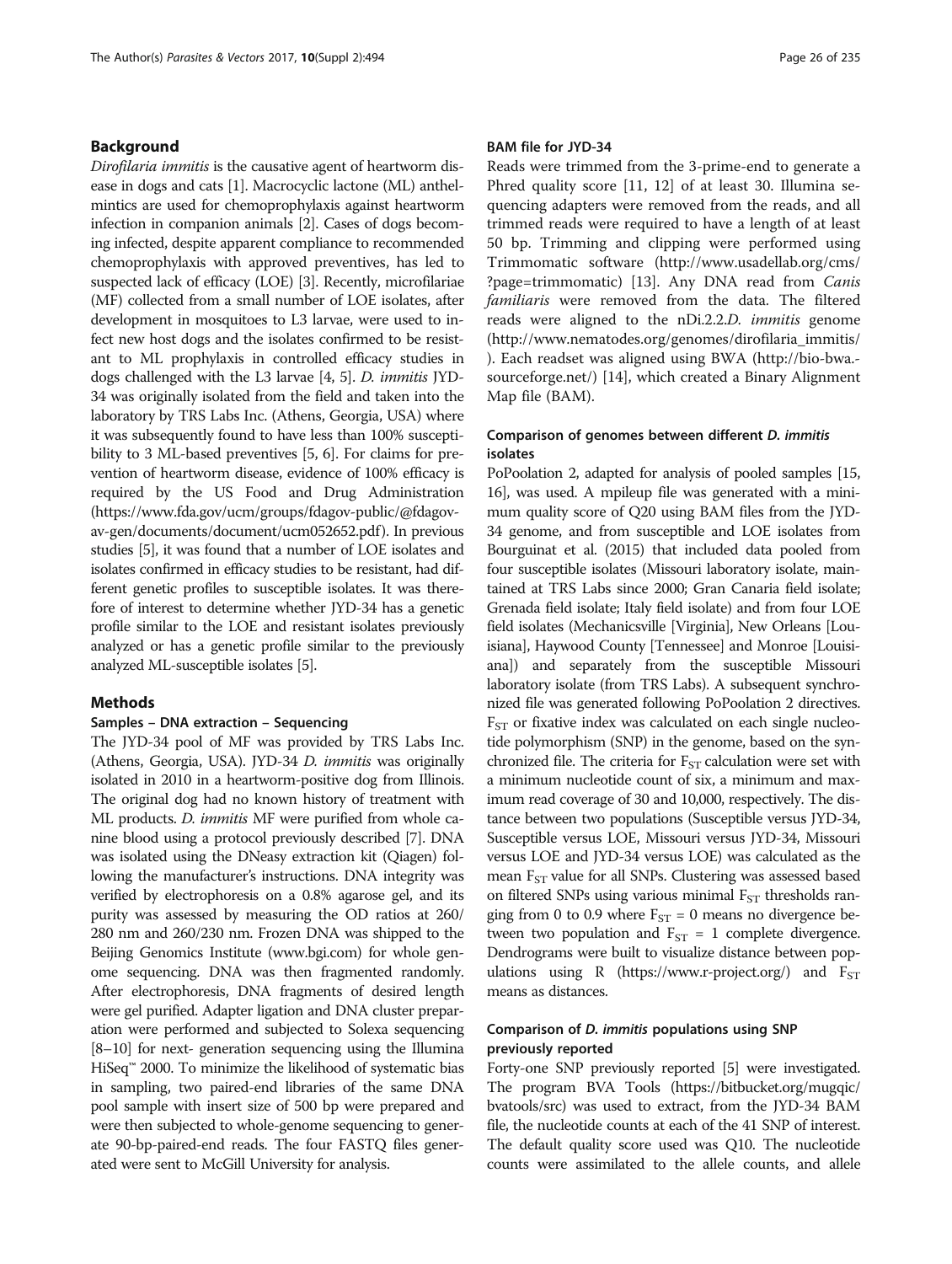## Background

*Dirofilaria immitis* is the causative agent of heartworm disease in dogs and cats [1]. Macrocyclic lactone (ML) anthelmintics are used for chemoprophylaxis against heartworm infection in companion animals [2]. Cases of dogs becoming infected, despite apparent compliance to recommended chemoprophylaxis with approved preventives, has led to suspected lack of efficacy (LOE) [3]. Recently, microfilariae (MF) collected from a small number of LOE isolates, after development in mosquitoes to L3 larvae, were used to infect new host dogs and the isolates confirmed to be resistant to ML prophylaxis in controlled efficacy studies in dogs challenged with the L3 larvae [4, 5]. *D. immitis* JYD-34 was originally isolated from the field and taken into the laboratory by TRS Labs Inc. (Athens, Georgia, USA) where it was subsequently found to have less than 100% susceptibility to 3 ML-based preventives [5, 6]. For claims for prevention of heartworm disease, evidence of 100% efficacy is required by the US Food and Drug Administration (https://www.fda.gov/ucm/groups/fdagov-public/@fdagov-av-gen/documents/document/ucm052652.pdf). In previous studies [5], it was found that a number of LOE isolates and isolates confirmed in efficacy studies to be resistant, had different genetic profiles to susceptible isolates. It was therefore of interest to determine whether JYD-34 has a genetic profile similar to the LOE and resistant isolates previously analyzed or has a genetic profile similar to the previously analyzed ML-susceptible isolates [5].

## Methods

### Samples – DNA extraction – Sequencing

The JYD-34 pool of MF was provided by TRS Labs Inc. (Athens, Georgia, USA). JYD-34 *D. immitis* was originally isolated in 2010 in a heartworm-positive dog from Illinois. The original dog had no known history of treatment with ML products. *D. immitis* MF were purified from whole canine blood using a protocol previously described [7]. DNA was isolated using the DNeasy extraction kit (Qiagen) following the manufacturer's instructions. DNA integrity was verified by electrophoresis on a 0.8% agarose gel, and its purity was assessed by measuring the OD ratios at 260/280 nm and 260/230 nm. Frozen DNA was shipped to the Beijing Genomics Institute (www.bgi.com) for whole genome sequencing. DNA was then fragmented randomly. After electrophoresis, DNA fragments of desired length were gel purified. Adapter ligation and DNA cluster preparation were performed and subjected to Solexa sequencing [8–10] for next- generation sequencing using the Illumina HiSeq™ 2000. To minimize the likelihood of systematic bias in sampling, two paired-end libraries of the same DNA pool sample with insert size of 500 bp were prepared and were then subjected to whole-genome sequencing to generate 90-bp-paired-end reads. The four FASTQ files generated were sent to McGill University for analysis.

### BAM file for JYD-34

Reads were trimmed from the 3-prime-end to generate a Phred quality score [11, 12] of at least 30. Illumina sequencing adapters were removed from the reads, and all trimmed reads were required to have a length of at least 50 bp. Trimming and clipping were performed using Trimmomatic software (http://www.usadellab.org/cms/?page=trimmomatic) [13]. Any DNA read from *Canis familiaris* were removed from the data. The filtered reads were aligned to the nDi.2.2.*D. immitis* genome (http://www.nematodes.org/genomes/dirofilaria_immitis/). Each readset was aligned using BWA (http://bio-bwa.sourceforge.net/) [14], which created a Binary Alignment Map file (BAM).

### Comparison of genomes between different *D. immitis* isolates

PoPoolation 2, adapted for analysis of pooled samples [15, 16], was used. A mpileup file was generated with a minimum quality score of Q20 using BAM files from the JYD-34 genome, and from susceptible and LOE isolates from Bourguinat et al. (2015) that included data pooled from four susceptible isolates (Missouri laboratory isolate, maintained at TRS Labs since 2000; Gran Canaria field isolate; Grenada field isolate; Italy field isolate) and from four LOE field isolates (Mechanicsville [Virginia], New Orleans [Louisiana], Haywood County [Tennessee] and Monroe [Louisiana]) and separately from the susceptible Missouri laboratory isolate (from TRS Labs). A subsequent synchronized file was generated following PoPoolation 2 directives. $F_{ST}$ or fixative index was calculated on each single nucleotide polymorphism (SNP) in the genome, based on the synchronized file. The criteria for $F_{ST}$ calculation were set with a minimum nucleotide count of six, a minimum and maximum read coverage of 30 and 10,000, respectively. The distance between two populations (Susceptible versus JYD-34, Susceptible versus LOE, Missouri versus JYD-34, Missouri versus LOE and JYD-34 versus LOE) was calculated as the mean $F_{ST}$ value for all SNPs. Clustering was assessed based on filtered SNPs using various minimal $F_{ST}$ thresholds ranging from 0 to 0.9 where $F_{ST} = 0$ means no divergence between two population and $F_{ST} = 1$ complete divergence. Dendrograms were built to visualize distance between populations using R (https://www.r-project.org/) and $F_{ST}$ means as distances.

### Comparison of *D. immitis* populations using SNP previously reported

Forty-one SNP previously reported [5] were investigated. The program BVA Tools (https://bitbucket.org/mugqic/bvatools/src) was used to extract, from the JYD-34 BAM file, the nucleotide counts at each of the 41 SNP of interest. The default quality score used was Q10. The nucleotide counts were assimilated to the allele counts, and allele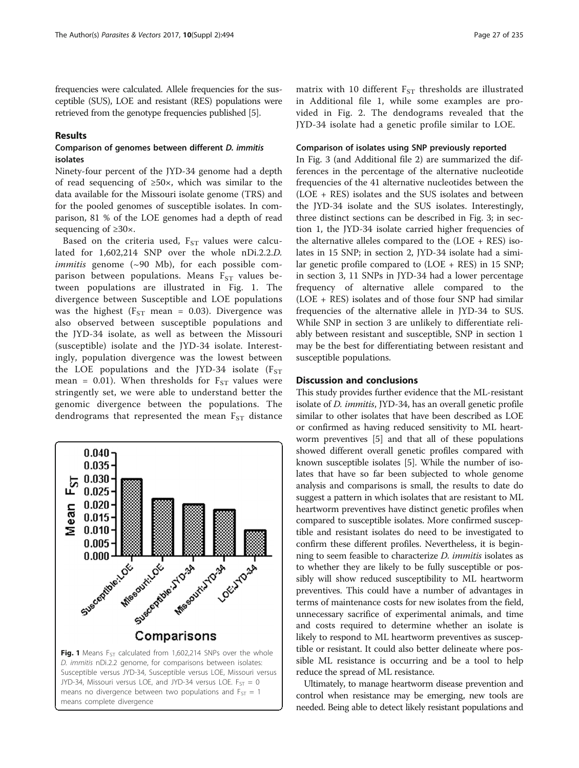frequencies were calculated. Allele frequencies for the susceptible (SUS), LOE and resistant (RES) populations were retrieved from the genotype frequencies published [5].

## Results

### Comparison of genomes between different *D. immitis* isolates

Ninety-four percent of the JYD-34 genome had a depth of read sequencing of ≥50×, which was similar to the data available for the Missouri isolate genome (TRS) and for the pooled genomes of susceptible isolates. In comparison, 81 % of the LOE genomes had a depth of read sequencing of ≥30×.

Based on the criteria used, $F_{ST}$ values were calculated for 1,602,214 SNP over the whole nDi.2.2.*D. immitis* genome (~90 Mb), for each possible comparison between populations. Means $F_{ST}$ values between populations are illustrated in Fig. 1. The divergence between Susceptible and LOE populations was the highest ($F_{ST}$ mean = 0.03). Divergence was also observed between susceptible populations and the JYD-34 isolate, as well as between the Missouri (susceptible) isolate and the JYD-34 isolate. Interestingly, population divergence was the lowest between the LOE populations and the JYD-34 isolate ($F_{ST}$ mean = 0.01). When thresholds for $F_{ST}$ values were stringently set, we were able to understand better the genomic divergence between the populations. The dendrograms that represented the mean $F_{ST}$ distance matrix with 10 different $F_{ST}$ thresholds are illustrated in Additional file 1, while some examples are provided in Fig. 2. The dendograms revealed that the JYD-34 isolate had a genetic profile similar to LOE.

**Fig. 1** Means $F_{ST}$ calculated from 1,602,214 SNPs over the whole *D. immitis* nDi.2.2 genome, for comparisons between isolates: Susceptible versus JYD-34, Susceptible versus LOE, Missouri versus JYD-34, Missouri versus LOE, and JYD-34 versus LOE. $F_{ST}$ = 0 means no divergence between two populations and $F_{ST}$ = 1 means complete divergence

### Comparison of isolates using SNP previously reported

In Fig. 3 (and Additional file 2) are summarized the differences in the percentage of the alternative nucleotide frequencies of the 41 alternative nucleotides between the (LOE + RES) isolates and the SUS isolates and between the JYD-34 isolate and the SUS isolates. Interestingly, three distinct sections can be described in Fig. 3; in section 1, the JYD-34 isolate carried higher frequencies of the alternative alleles compared to the (LOE + RES) isolates in 15 SNP; in section 2, JYD-34 isolate had a similar genetic profile compared to (LOE + RES) in 15 SNP; in section 3, 11 SNPs in JYD-34 had a lower percentage frequency of alternative allele compared to the (LOE + RES) isolates and of those four SNP had similar frequencies of the alternative allele in JYD-34 to SUS. While SNP in section 3 are unlikely to differentiate reliably between resistant and susceptible, SNP in section 1 may be the best for differentiating between resistant and susceptible populations.

## Discussion and conclusions

This study provides further evidence that the ML-resistant isolate of *D. immitis*, JYD-34, has an overall genetic profile similar to other isolates that have been described as LOE or confirmed as having reduced sensitivity to ML heartworm preventives [5] and that all of these populations showed different overall genetic profiles compared with known susceptible isolates [5]. While the number of isolates that have so far been subjected to whole genome analysis and comparisons is small, the results to date do suggest a pattern in which isolates that are resistant to ML heartworm preventives have distinct genetic profiles when compared to susceptible isolates. More confirmed susceptible and resistant isolates do need to be investigated to confirm these different profiles. Nevertheless, it is beginning to seem feasible to characterize *D. immitis* isolates as to whether they are likely to be fully susceptible or possibly will show reduced susceptibility to ML heartworm preventives. This could have a number of advantages in terms of maintenance costs for new isolates from the field, unnecessary sacrifice of experimental animals, and time and costs required to determine whether an isolate is likely to respond to ML heartworm preventives as susceptible or resistant. It could also better delineate where possible ML resistance is occurring and be a tool to help reduce the spread of ML resistance.

Ultimately, to manage heartworm disease prevention and control when resistance may be emerging, new tools are needed. Being able to detect likely resistant populations and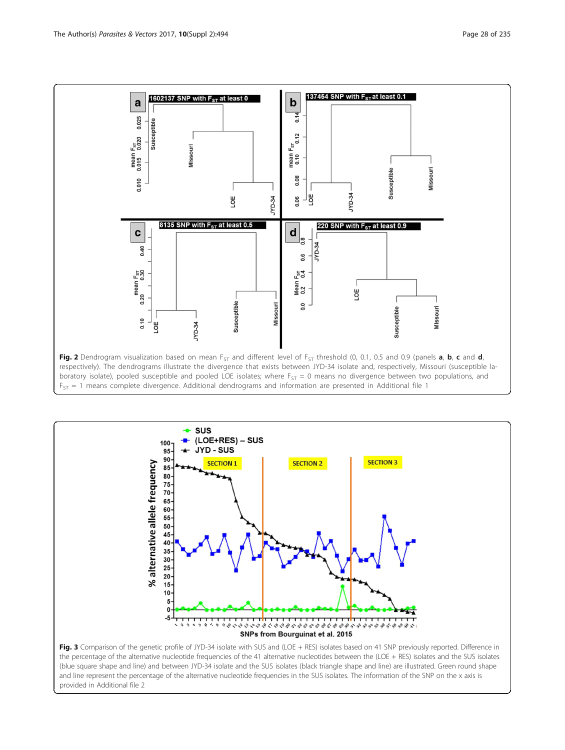**Fig. 2** Dendrogram visualization based on mean $F_{ST}$ and different level of $F_{ST}$ threshold (0, 0.1, 0.5 and 0.9 (panels **a**, **b**, **c** and **d**, respectively). The dendrograms illustrate the divergence that exists between JYD-34 isolate and, respectively, Missouri (susceptible laboratory isolate), pooled susceptible and pooled LOE isolates; where $F_{ST}$ = 0 means no divergence between two populations, and $F_{ST}$ = 1 means complete divergence. Additional dendrograms and information are presented in Additional file 1

**Fig. 3** Comparison of the genetic profile of JYD-34 isolate with SUS and (LOE + RES) isolates based on 41 SNP previously reported. Difference in the percentage of the alternative nucleotide frequencies of the 41 alternative nucleotides between the (LOE + RES) isolates and the SUS isolates (blue square shape and line) and between JYD-34 isolate and the SUS isolates (black triangle shape and line) are illustrated. Green round shape and line represent the percentage of the alternative nucleotide frequencies in the SUS isolates. The information of the SNP on the x axis is provided in Additional file 2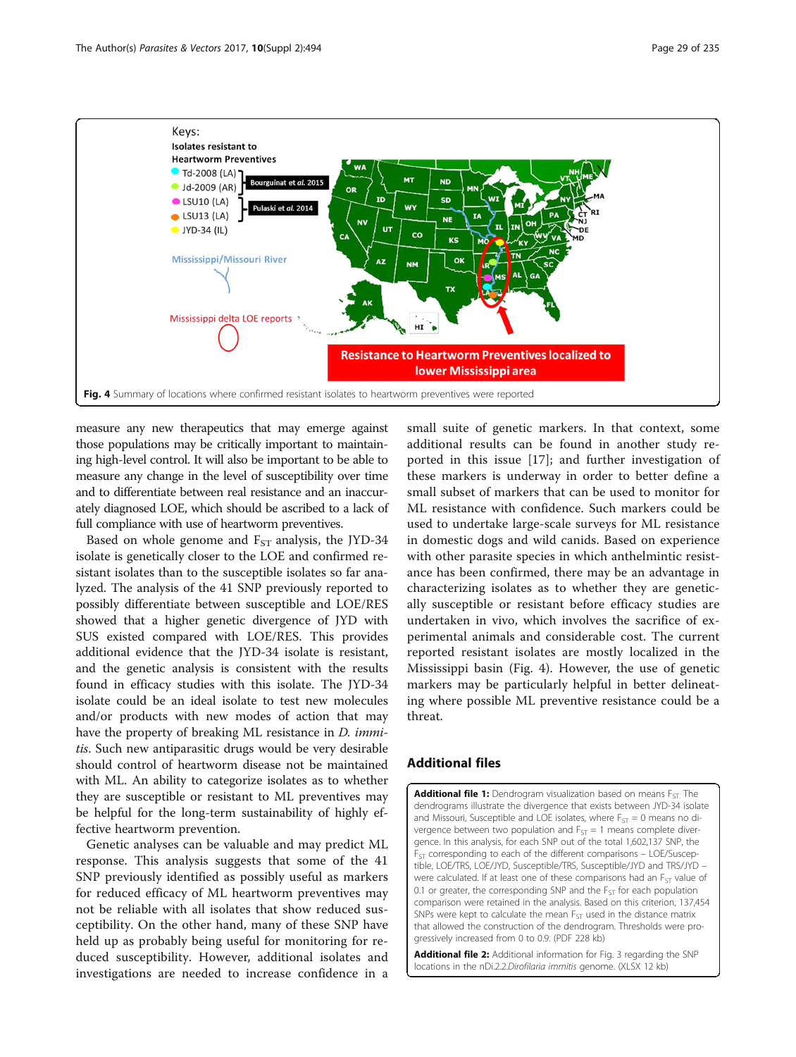Keys:

Isolates resistant to Heartworm Preventives

Td-2008 (LA)

Jd-2009 (AR)

LSU10 (LA)

LSU13 (LA)

JYD-34 (IL)

Bourguinat et *al.* 2015

Pulaski et *al.* 2014

Mississippi/Missouri River

Mississippi delta LOE reports

Resistance to Heartworm Preventives localized to lower Mississippi area

WA OR ID MT ND SD WY NE NV UT CA CO KS AZ NM OK TX MN IA WI IL MO AR MS LA MI IN OH KY TN AL GA FL SC NC VA WV PA NY VT NH ME MA CT RI NJ DE MD AK HI

**Fig. 4** Summary of locations where confirmed resistant isolates to heartworm preventives were reported

measure any new therapeutics that may emerge against those populations may be critically important to maintaining high-level control. It will also be important to be able to measure any change in the level of susceptibility over time and to differentiate between real resistance and an inaccurately diagnosed LOE, which should be ascribed to a lack of full compliance with use of heartworm preventives.

Based on whole genome and $F_{ST}$ analysis, the JYD-34 isolate is genetically closer to the LOE and confirmed resistant isolates than to the susceptible isolates so far analyzed. The analysis of the 41 SNP previously reported to possibly differentiate between susceptible and LOE/RES showed that a higher genetic divergence of JYD with SUS existed compared with LOE/RES. This provides additional evidence that the JYD-34 isolate is resistant, and the genetic analysis is consistent with the results found in efficacy studies with this isolate. The JYD-34 isolate could be an ideal isolate to test new molecules and/or products with new modes of action that may have the property of breaking ML resistance in *D. immitis*. Such new antiparasitic drugs would be very desirable should control of heartworm disease not be maintained with ML. An ability to categorize isolates as to whether they are susceptible or resistant to ML preventives may be helpful for the long-term sustainability of highly effective heartworm prevention.

Genetic analyses can be valuable and may predict ML response. This analysis suggests that some of the 41 SNP previously identified as possibly useful as markers for reduced efficacy of ML heartworm preventives may not be reliable with all isolates that show reduced susceptibility. On the other hand, many of these SNP have held up as probably being useful for monitoring for reduced susceptibility. However, additional isolates and investigations are needed to increase confidence in a small suite of genetic markers. In that context, some additional results can be found in another study reported in this issue [17]; and further investigation of these markers is underway in order to better define a small subset of markers that can be used to monitor for ML resistance with confidence. Such markers could be used to undertake large-scale surveys for ML resistance in domestic dogs and wild canids. Based on experience with other parasite species in which anthelmintic resistance has been confirmed, there may be an advantage in characterizing isolates as to whether they are genetically susceptible or resistant before efficacy studies are undertaken in vivo, which involves the sacrifice of experimental animals and considerable cost. The current reported resistant isolates are mostly localized in the Mississippi basin (Fig. 4). However, the use of genetic markers may be particularly helpful in better delineating where possible ML preventive resistance could be a threat.

## Additional files

**Additional file 1:** Dendrogram visualization based on means $F_{ST}$. The dendrograms illustrate the divergence that exists between JYD-34 isolate and Missouri, Susceptible and LOE isolates, where $F_{ST} = 0$ means no divergence between two population and $F_{ST} = 1$ means complete divergence. In this analysis, for each SNP out of the total 1,602,137 SNP, the $F_{ST}$ corresponding to each of the different comparisons – LOE/Susceptible, LOE/TRS, LOE/JYD, Susceptible/TRS, Susceptible/JYD and TRS/JYD – were calculated. If at least one of these comparisons had an $F_{ST}$ value of 0.1 or greater, the corresponding SNP and the $F_{ST}$ for each population comparison were retained in the analysis. Based on this criterion, 137,454 SNPs were kept to calculate the mean $F_{ST}$ used in the distance matrix that allowed the construction of the dendrogram. Thresholds were progressively increased from 0 to 0.9. (PDF 228 kb)

**Additional file 2:** Additional information for Fig. 3 regarding the SNP locations in the nDi.2.2.*Dirofilaria immitis* genome. (XLSX 12 kb)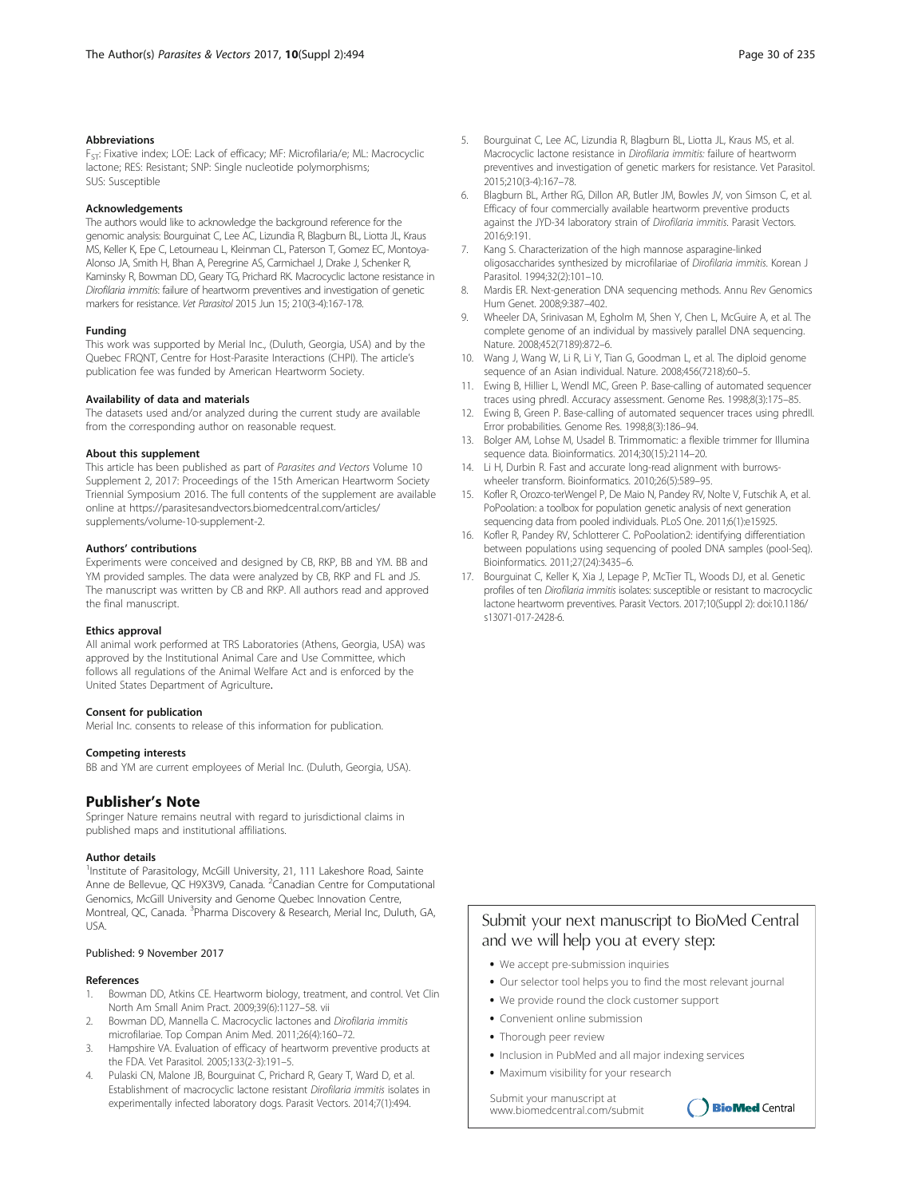### Abbreviations

$F_{ST}$: Fixative index; LOE: Lack of efficacy; MF: Microfilaria/e; ML: Macrocyclic lactone; RES: Resistant; SNP: Single nucleotide polymorphisms; SUS: Susceptible

### Acknowledgements

The authors would like to acknowledge the background reference for the genomic analysis: Bourguinat C, Lee AC, Lizundia R, Blagburn BL, Liotta JL, Kraus MS, Keller K, Epe C, Letourneau L, Kleinman CL, Paterson T, Gomez EC, Montoya-Alonso JA, Smith H, Bhan A, Peregrine AS, Carmichael J, Drake J, Schenker R, Kaminsky R, Bowman DD, Geary TG, Prichard RK. Macrocyclic lactone resistance in *Dirofilaria immitis*: failure of heartworm preventives and investigation of genetic markers for resistance. *Vet Parasitol* 2015 Jun 15; 210(3-4):167-178.

### Funding

This work was supported by Merial Inc., (Duluth, Georgia, USA) and by the Quebec FRQNT, Centre for Host-Parasite Interactions (CHPI). The article's publication fee was funded by American Heartworm Society.

### Availability of data and materials

The datasets used and/or analyzed during the current study are available from the corresponding author on reasonable request.

### About this supplement

This article has been published as part of *Parasites and Vectors* Volume 10 Supplement 2, 2017: Proceedings of the 15th American Heartworm Society Triennial Symposium 2016. The full contents of the supplement are available online at https://parasitesandvectors.biomedcentral.com/articles/supplements/volume-10-supplement-2.

### Authors' contributions

Experiments were conceived and designed by CB, RKP, BB and YM. BB and YM provided samples. The data were analyzed by CB, RKP and FL and JS. The manuscript was written by CB and RKP. All authors read and approved the final manuscript.

### Ethics approval

All animal work performed at TRS Laboratories (Athens, Georgia, USA) was approved by the Institutional Animal Care and Use Committee, which follows all regulations of the Animal Welfare Act and is enforced by the United States Department of Agriculture.

### Consent for publication

Merial Inc. consents to release of this information for publication.

### Competing interests

BB and YM are current employees of Merial Inc. (Duluth, Georgia, USA).

## Publisher's Note

Springer Nature remains neutral with regard to jurisdictional claims in published maps and institutional affiliations.

### Author details

[1]Institute of Parasitology, McGill University, 21, 111 Lakeshore Road, Sainte Anne de Bellevue, QC H9X3V9, Canada. [2]Canadian Centre for Computational Genomics, McGill University and Genome Quebec Innovation Centre, Montreal, QC, Canada. [3]Pharma Discovery & Research, Merial Inc, Duluth, GA, USA.

Published: 9 November 2017

### References

1. Bowman DD, Atkins CE. Heartworm biology, treatment, and control. Vet Clin North Am Small Anim Pract. 2009;39(6):1127–58. vii
2. Bowman DD, Mannella C. Macrocyclic lactones and *Dirofilaria immitis* microfilariae. Top Compan Anim Med. 2011;26(4):160–72.
3. Hampshire VA. Evaluation of efficacy of heartworm preventive products at the FDA. Vet Parasitol. 2005;133(2-3):191–5.
4. Pulaski CN, Malone JB, Bourguinat C, Prichard R, Geary T, Ward D, et al. Establishment of macrocyclic lactone resistant *Dirofilaria immitis* isolates in experimentally infected laboratory dogs. Parasit Vectors. 2014;7(1):494.
5. Bourguinat C, Lee AC, Lizundia R, Blagburn BL, Liotta JL, Kraus MS, et al. Macrocyclic lactone resistance in *Dirofilaria immitis*: failure of heartworm preventives and investigation of genetic markers for resistance. Vet Parasitol. 2015;210(3-4):167–78.
6. Blagburn BL, Arther RG, Dillon AR, Butler JM, Bowles JV, von Simson C, et al. Efficacy of four commercially available heartworm preventive products against the JYD-34 laboratory strain of *Dirofilaria immitis*. Parasit Vectors. 2016;9:191.
7. Kang S. Characterization of the high mannose asparagine-linked oligosaccharides synthesized by microfilariae of *Dirofilaria immitis*. Korean J Parasitol. 1994;32(2):101–10.
8. Mardis ER. Next-generation DNA sequencing methods. Annu Rev Genomics Hum Genet. 2008;9:387–402.
9. Wheeler DA, Srinivasan M, Egholm M, Shen Y, Chen L, McGuire A, et al. The complete genome of an individual by massively parallel DNA sequencing. Nature. 2008;452(7189):872–6.
10. Wang J, Wang W, Li R, Li Y, Tian G, Goodman L, et al. The diploid genome sequence of an Asian individual. Nature. 2008;456(7218):60–5.
11. Ewing B, Hillier L, Wendl MC, Green P. Base-calling of automated sequencer traces using phredI. Accuracy assessment. Genome Res. 1998;8(3):175–85.
12. Ewing B, Green P. Base-calling of automated sequencer traces using phredII. Error probabilities. Genome Res. 1998;8(3):186–94.
13. Bolger AM, Lohse M, Usadel B. Trimmomatic: a flexible trimmer for Illumina sequence data. Bioinformatics. 2014;30(15):2114–20.
14. Li H, Durbin R. Fast and accurate long-read alignment with burrows-wheeler transform. Bioinformatics. 2010;26(5):589–95.
15. Kofler R, Orozco-terWengel P, De Maio N, Pandey RV, Nolte V, Futschik A, et al. PoPoolation: a toolbox for population genetic analysis of next generation sequencing data from pooled individuals. PLoS One. 2011;6(1):e15925.
16. Kofler R, Pandey RV, Schlotterer C. PoPoolation2: identifying differentiation between populations using sequencing of pooled DNA samples (pool-Seq). Bioinformatics. 2011;27(24):3435–6.
17. Bourguinat C, Keller K, Xia J, Lepage P, McTier TL, Woods DJ, et al. Genetic profiles of ten *Dirofilaria immitis* isolates: susceptible or resistant to macrocyclic lactone heartworm preventives. Parasit Vectors. 2017;10(Suppl 2): doi:10.1186/s13071-017-2428-6.

Submit your next manuscript to BioMed Central and we will help you at every step:

- We accept pre-submission inquiries
- Our selector tool helps you to find the most relevant journal
- We provide round the clock customer support
- Convenient online submission
- Thorough peer review
- Inclusion in PubMed and all major indexing services
- Maximum visibility for your research

Submit your manuscript at www.biomedcentral.com/submit

BioMed Central